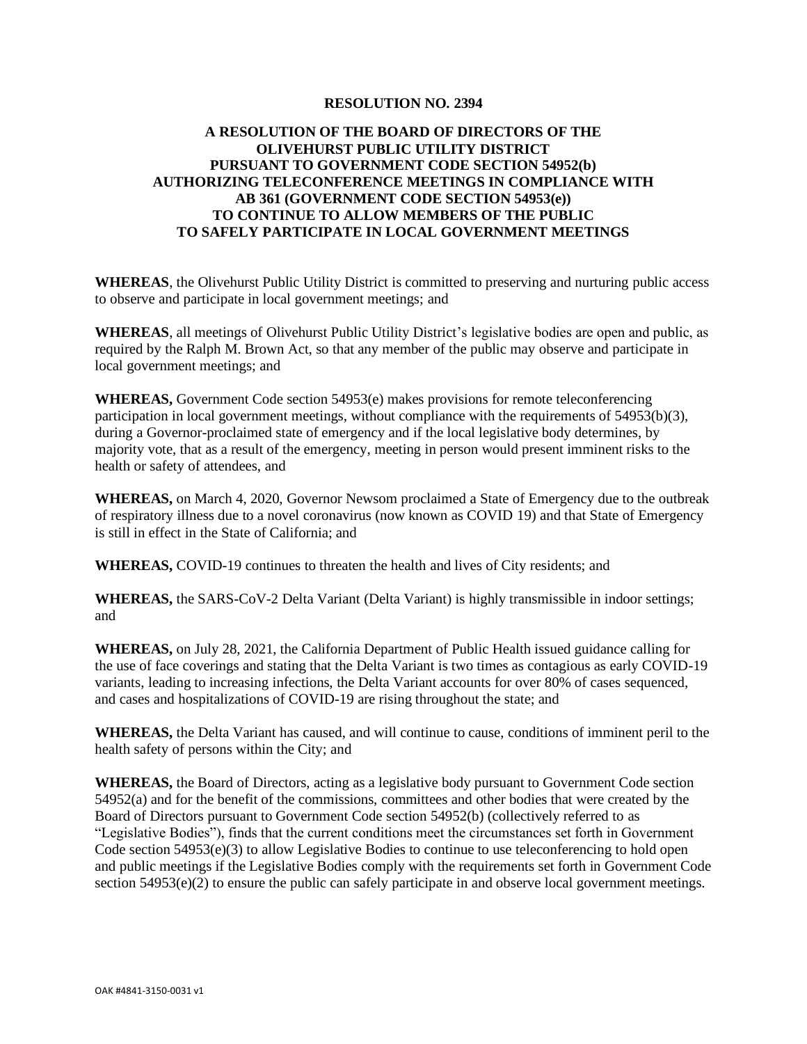**RESOLUTION NO. 2394**

**A RESOLUTION OF THE BOARD OF DIRECTORS OF THE OLIVEHURST PUBLIC UTILITY DISTRICT PURSUANT TO GOVERNMENT CODE SECTION 54952(b) AUTHORIZING TELECONFERENCE MEETINGS IN COMPLIANCE WITH AB 361 (GOVERNMENT CODE SECTION 54953(e)) TO CONTINUE TO ALLOW MEMBERS OF THE PUBLIC TO SAFELY PARTICIPATE IN LOCAL GOVERNMENT MEETINGS**

**WHEREAS**, the Olivehurst Public Utility District is committed to preserving and nurturing public access to observe and participate in local government meetings; and

**WHEREAS**, all meetings of Olivehurst Public Utility District's legislative bodies are open and public, as required by the Ralph M. Brown Act, so that any member of the public may observe and participate in local government meetings; and

**WHEREAS,** Government Code section 54953(e) makes provisions for remote teleconferencing participation in local government meetings, without compliance with the requirements of 54953(b)(3), during a Governor-proclaimed state of emergency and if the local legislative body determines, by majority vote, that as a result of the emergency, meeting in person would present imminent risks to the health or safety of attendees, and

**WHEREAS,** on March 4, 2020, Governor Newsom proclaimed a State of Emergency due to the outbreak of respiratory illness due to a novel coronavirus (now known as COVID 19) and that State of Emergency is still in effect in the State of California; and

**WHEREAS,** COVID-19 continues to threaten the health and lives of City residents; and

**WHEREAS,** the SARS-CoV-2 Delta Variant (Delta Variant) is highly transmissible in indoor settings; and

**WHEREAS,** on July 28, 2021, the California Department of Public Health issued guidance calling for the use of face coverings and stating that the Delta Variant is two times as contagious as early COVID-19 variants, leading to increasing infections, the Delta Variant accounts for over 80% of cases sequenced, and cases and hospitalizations of COVID-19 are rising throughout the state; and

**WHEREAS,** the Delta Variant has caused, and will continue to cause, conditions of imminent peril to the health safety of persons within the City; and

**WHEREAS,** the Board of Directors, acting as a legislative body pursuant to Government Code section 54952(a) and for the benefit of the commissions, committees and other bodies that were created by the Board of Directors pursuant to Government Code section 54952(b) (collectively referred to as "Legislative Bodies"), finds that the current conditions meet the circumstances set forth in Government Code section 54953(e)(3) to allow Legislative Bodies to continue to use teleconferencing to hold open and public meetings if the Legislative Bodies comply with the requirements set forth in Government Code section 54953(e)(2) to ensure the public can safely participate in and observe local government meetings.

OAK #4841-3150-0031 v1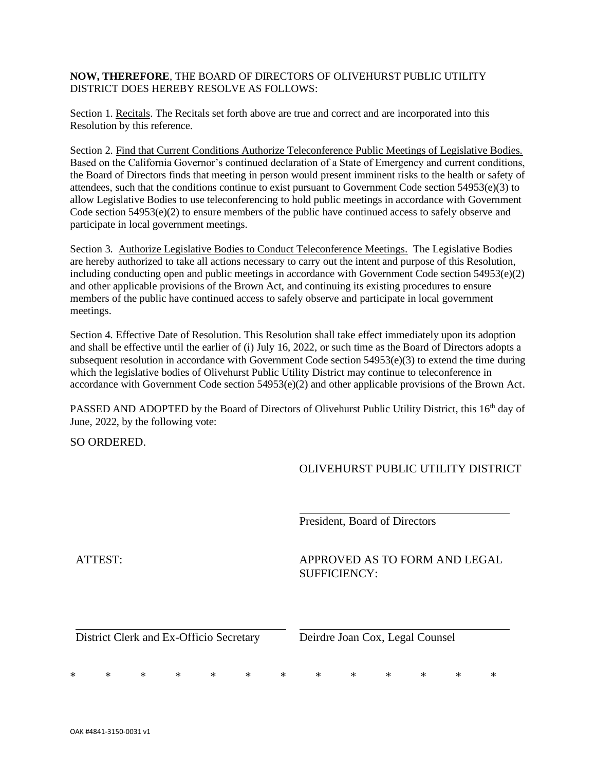**NOW, THEREFORE**, THE BOARD OF DIRECTORS OF OLIVEHURST PUBLIC UTILITY DISTRICT DOES HEREBY RESOLVE AS FOLLOWS:

Section 1. Recitals. The Recitals set forth above are true and correct and are incorporated into this Resolution by this reference.

Section 2. Find that Current Conditions Authorize Teleconference Public Meetings of Legislative Bodies. Based on the California Governor's continued declaration of a State of Emergency and current conditions, the Board of Directors finds that meeting in person would present imminent risks to the health or safety of attendees, such that the conditions continue to exist pursuant to Government Code section 54953(e)(3) to allow Legislative Bodies to use teleconferencing to hold public meetings in accordance with Government Code section 54953(e)(2) to ensure members of the public have continued access to safely observe and participate in local government meetings.

Section 3. Authorize Legislative Bodies to Conduct Teleconference Meetings. The Legislative Bodies are hereby authorized to take all actions necessary to carry out the intent and purpose of this Resolution, including conducting open and public meetings in accordance with Government Code section 54953(e)(2) and other applicable provisions of the Brown Act, and continuing its existing procedures to ensure members of the public have continued access to safely observe and participate in local government meetings.

Section 4. Effective Date of Resolution. This Resolution shall take effect immediately upon its adoption and shall be effective until the earlier of (i) July 16, 2022, or such time as the Board of Directors adopts a subsequent resolution in accordance with Government Code section 54953(e)(3) to extend the time during which the legislative bodies of Olivehurst Public Utility District may continue to teleconference in accordance with Government Code section 54953(e)(2) and other applicable provisions of the Brown Act.

PASSED AND ADOPTED by the Board of Directors of Olivehurst Public Utility District, this 16th day of June, 2022, by the following vote:

SO ORDERED.

OLIVEHURST PUBLIC UTILITY DISTRICT

\_\_\_\_\_\_\_\_\_\_\_\_\_\_\_\_\_\_\_\_\_\_\_\_\_\_\_\_\_\_\_\_\_\_\_\_
President, Board of Directors

ATTEST:

\_\_\_\_\_\_\_\_\_\_\_\_\_\_\_\_\_\_\_\_\_\_\_\_\_\_\_\_\_\_\_\_\_\_\_\_
District Clerk and Ex-Officio Secretary

APPROVED AS TO FORM AND LEGAL SUFFICIENCY:

\_\_\_\_\_\_\_\_\_\_\_\_\_\_\_\_\_\_\_\_\_\_\_\_\_\_\_\_\_\_\_\_\_\_\_\_
Deirdre Joan Cox, Legal Counsel

\*  \*  \*  \*  \*  \*  \*  \*  \*  \*  \*  \*  \*

OAK #4841-3150-0031 v1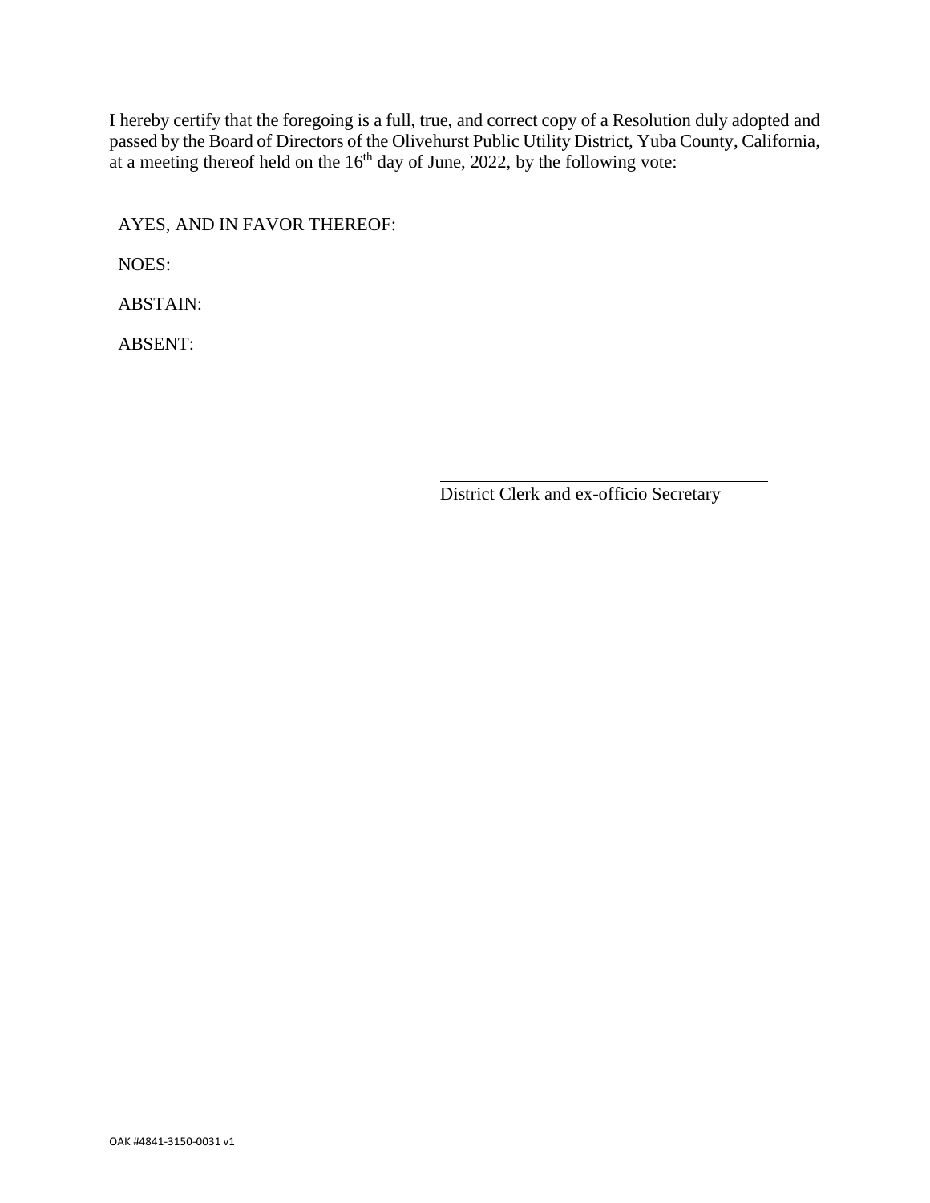I hereby certify that the foregoing is a full, true, and correct copy of a Resolution duly adopted and passed by the Board of Directors of the Olivehurst Public Utility District, Yuba County, California, at a meeting thereof held on the 16th day of June, 2022, by the following vote:

AYES, AND IN FAVOR THEREOF:

NOES:

ABSTAIN:

ABSENT:

\_\_\_\_\_\_\_\_\_\_\_\_\_\_\_\_\_\_\_\_\_\_\_\_\_\_\_\_\_\_\_\_\_\_\_\_\_\_\_\_

District Clerk and ex-officio Secretary

OAK #4841-3150-0031 v1